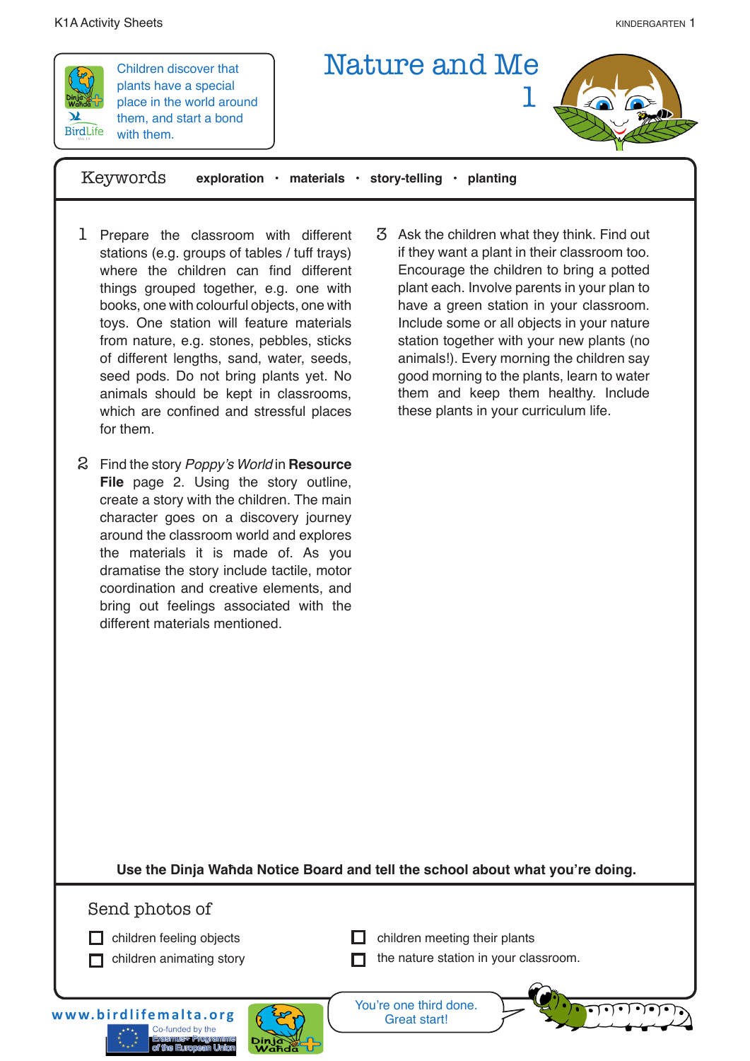# Nature and Me 1

Children discover that plants have a special place in the world around them, and start a bond with them.

**Keywords** exploration · materials · story-telling · planting

1. Prepare the classroom with different stations (e.g. groups of tables / tuff trays) where the children can find different things grouped together, e.g. one with books, one with colourful objects, one with toys. One station will feature materials from nature, e.g. stones, pebbles, sticks of different lengths, sand, water, seeds, seed pods. Do not bring plants yet. No animals should be kept in classrooms, which are confined and stressful places for them.

2. Find the story *Poppy's World* in **Resource File** page 2. Using the story outline, create a story with the children. The main character goes on a discovery journey around the classroom world and explores the materials it is made of. As you dramatise the story include tactile, motor coordination and creative elements, and bring out feelings associated with the different materials mentioned.

3. Ask the children what they think. Find out if they want a plant in their classroom too. Encourage the children to bring a potted plant each. Involve parents in your plan to have a green station in your classroom. Include some or all objects in your nature station together with your new plants (no animals!). Every morning the children say good morning to the plants, learn to water them and keep them healthy. Include these plants in your curriculum life.

**Use the Dinja Waħda Notice Board and tell the school about what you're doing.**

## Send photos of

- ☐ children feeling objects
- ☐ children animating story
- ☐ children meeting their plants
- ☐ the nature station in your classroom.

You're one third done. Great start!

www.birdlifemalta.org

Co-funded by the Erasmus+ Programme of the European Union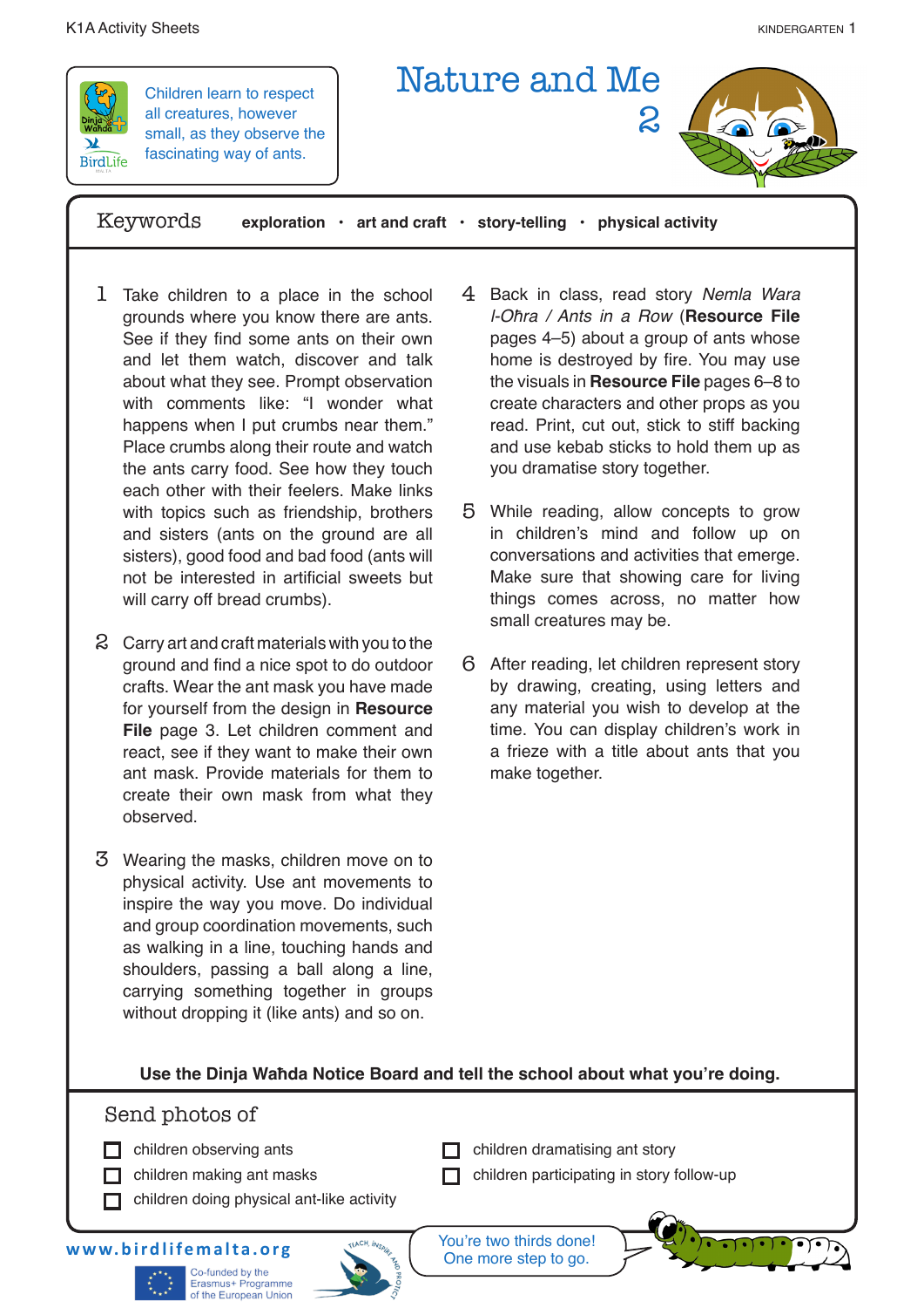Children learn to respect all creatures, however small, as they observe the fascinating way of ants.

# Nature and Me 2

## Keywords

**exploration** · **art and craft** · **story-telling** · **physical activity**

1. Take children to a place in the school grounds where you know there are ants. See if they find some ants on their own and let them watch, discover and talk about what they see. Prompt observation with comments like: "I wonder what happens when I put crumbs near them." Place crumbs along their route and watch the ants carry food. See how they touch each other with their feelers. Make links with topics such as friendship, brothers and sisters (ants on the ground are all sisters), good food and bad food (ants will not be interested in artificial sweets but will carry off bread crumbs).

2. Carry art and craft materials with you to the ground and find a nice spot to do outdoor crafts. Wear the ant mask you have made for yourself from the design in **Resource File** page 3. Let children comment and react, see if they want to make their own ant mask. Provide materials for them to create their own mask from what they observed.

3. Wearing the masks, children move on to physical activity. Use ant movements to inspire the way you move. Do individual and group coordination movements, such as walking in a line, touching hands and shoulders, passing a ball along a line, carrying something together in groups without dropping it (like ants) and so on.

4. Back in class, read story *Nemla Wara l-Oħra / Ants in a Row* (**Resource File** pages 4–5) about a group of ants whose home is destroyed by fire. You may use the visuals in **Resource File** pages 6–8 to create characters and other props as you read. Print, cut out, stick to stiff backing and use kebab sticks to hold them up as you dramatise story together.

5. While reading, allow concepts to grow in children's mind and follow up on conversations and activities that emerge. Make sure that showing care for living things comes across, no matter how small creatures may be.

6. After reading, let children represent story by drawing, creating, using letters and any material you wish to develop at the time. You can display children's work in a frieze with a title about ants that you make together.

**Use the Dinja Waħda Notice Board and tell the school about what you're doing.**

## Send photos of

- [ ] children observing ants
- [ ] children making ant masks
- [ ] children doing physical ant-like activity
- [ ] children dramatising ant story
- [ ] children participating in story follow-up

You're two thirds done! One more step to go.

www.birdlifemalta.org

Co-funded by the Erasmus+ Programme of the European Union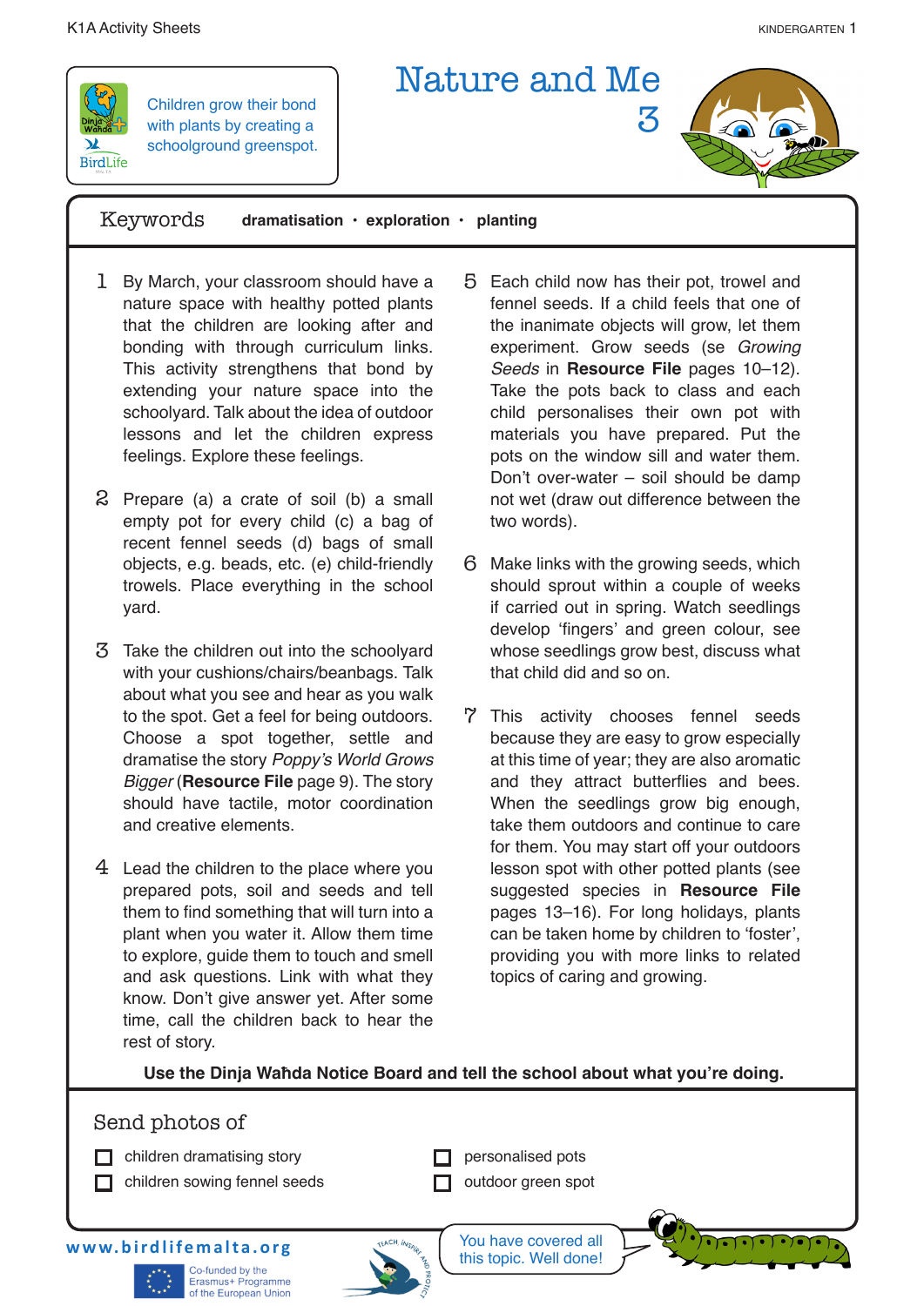# Nature and Me 3

Children grow their bond with plants by creating a schoolground greenspot.

## Keywords

**dramatisation** · **exploration** · **planting**

1. By March, your classroom should have a nature space with healthy potted plants that the children are looking after and bonding with through curriculum links. This activity strengthens that bond by extending your nature space into the schoolyard. Talk about the idea of outdoor lessons and let the children express feelings. Explore these feelings.

2. Prepare (a) a crate of soil (b) a small empty pot for every child (c) a bag of recent fennel seeds (d) bags of small objects, e.g. beads, etc. (e) child-friendly trowels. Place everything in the school yard.

3. Take the children out into the schoolyard with your cushions/chairs/beanbags. Talk about what you see and hear as you walk to the spot. Get a feel for being outdoors. Choose a spot together, settle and dramatise the story *Poppy's World Grows Bigger* (**Resource File** page 9). The story should have tactile, motor coordination and creative elements.

4. Lead the children to the place where you prepared pots, soil and seeds and tell them to find something that will turn into a plant when you water it. Allow them time to explore, guide them to touch and smell and ask questions. Link with what they know. Don't give answer yet. After some time, call the children back to hear the rest of story.

5. Each child now has their pot, trowel and fennel seeds. If a child feels that one of the inanimate objects will grow, let them experiment. Grow seeds (se *Growing Seeds* in **Resource File** pages 10–12). Take the pots back to class and each child personalises their own pot with materials you have prepared. Put the pots on the window sill and water them. Don't over-water – soil should be damp not wet (draw out difference between the two words).

6. Make links with the growing seeds, which should sprout within a couple of weeks if carried out in spring. Watch seedlings develop 'fingers' and green colour, see whose seedlings grow best, discuss what that child did and so on.

7. This activity chooses fennel seeds because they are easy to grow especially at this time of year; they are also aromatic and they attract butterflies and bees. When the seedlings grow big enough, take them outdoors and continue to care for them. You may start off your outdoors lesson spot with other potted plants (see suggested species in **Resource File** pages 13–16). For long holidays, plants can be taken home by children to 'foster', providing you with more links to related topics of caring and growing.

**Use the Dinja Waħda Notice Board and tell the school about what you're doing.**

## Send photos of

- ☐ children dramatising story
- ☐ children sowing fennel seeds
- ☐ personalised pots
- ☐ outdoor green spot

www.birdlifemalta.org

Co-funded by the Erasmus+ Programme of the European Union

You have covered all this topic. Well done!